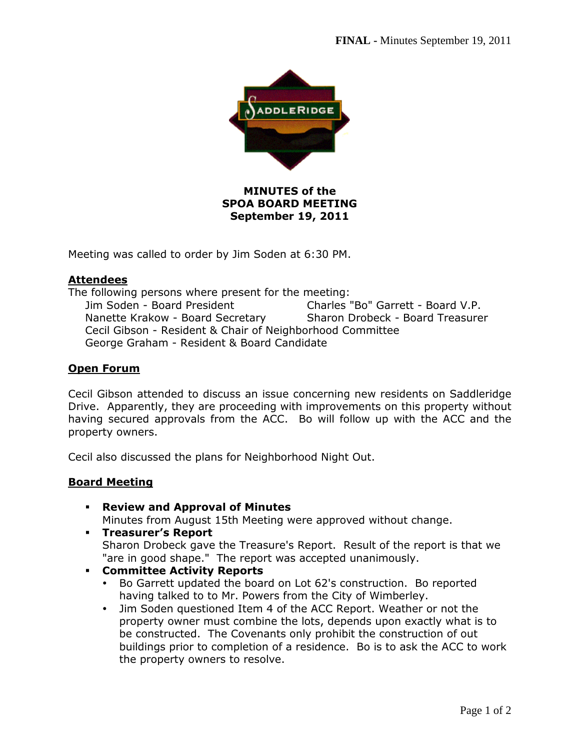FINAL - Minutes September 19, 2011

# MINUTES of the SPOA BOARD MEETING September 19, 2011

Meeting was called to order by Jim Soden at 6:30 PM.

## Attendees

The following persons where present for the meeting:

- Jim Soden - Board President
- Charles "Bo" Garrett - Board V.P.
- Nanette Krakow - Board Secretary
- Sharon Drobeck - Board Treasurer
- Cecil Gibson - Resident & Chair of Neighborhood Committee
- George Graham - Resident & Board Candidate

## Open Forum

Cecil Gibson attended to discuss an issue concerning new residents on Saddleridge Drive. Apparently, they are proceeding with improvements on this property without having secured approvals from the ACC. Bo will follow up with the ACC and the property owners.

Cecil also discussed the plans for Neighborhood Night Out.

## Board Meeting

- **Review and Approval of Minutes**
  Minutes from August 15th Meeting were approved without change.
- **Treasurer's Report**
  Sharon Drobeck gave the Treasure's Report. Result of the report is that we "are in good shape." The report was accepted unanimously.
- **Committee Activity Reports**
  - Bo Garrett updated the board on Lot 62's construction. Bo reported having talked to to Mr. Powers from the City of Wimberley.
  - Jim Soden questioned Item 4 of the ACC Report. Weather or not the property owner must combine the lots, depends upon exactly what is to be constructed. The Covenants only prohibit the construction of out buildings prior to completion of a residence. Bo is to ask the ACC to work the property owners to resolve.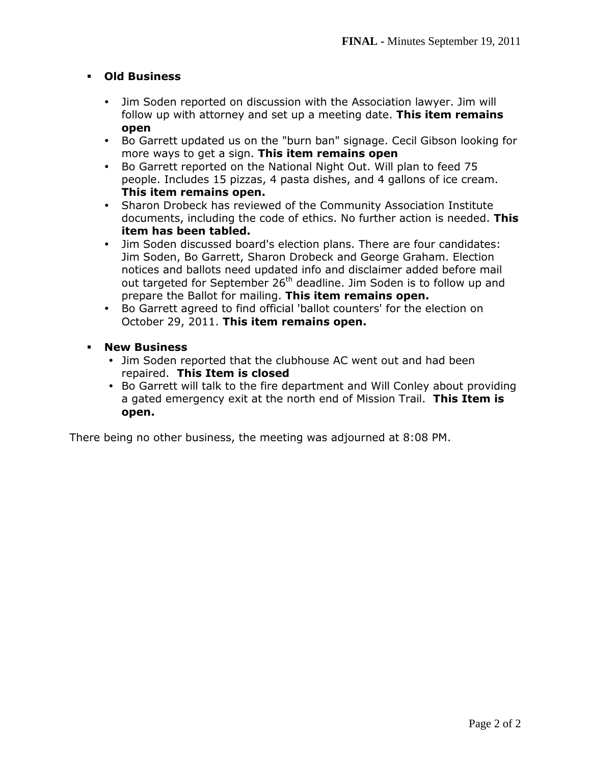- **Old Business**

  - Jim Soden reported on discussion with the Association lawyer. Jim will follow up with attorney and set up a meeting date. **This item remains open**
  - Bo Garrett updated us on the "burn ban" signage. Cecil Gibson looking for more ways to get a sign. **This item remains open**
  - Bo Garrett reported on the National Night Out. Will plan to feed 75 people. Includes 15 pizzas, 4 pasta dishes, and 4 gallons of ice cream. **This item remains open.**
  - Sharon Drobeck has reviewed of the Community Association Institute documents, including the code of ethics. No further action is needed. **This item has been tabled.**
  - Jim Soden discussed board's election plans. There are four candidates: Jim Soden, Bo Garrett, Sharon Drobeck and George Graham. Election notices and ballots need updated info and disclaimer added before mail out targeted for September 26th deadline. Jim Soden is to follow up and prepare the Ballot for mailing. **This item remains open.**
  - Bo Garrett agreed to find official 'ballot counters' for the election on October 29, 2011. **This item remains open.**

- **New Business**
  - Jim Soden reported that the clubhouse AC went out and had been repaired. **This Item is closed**
  - Bo Garrett will talk to the fire department and Will Conley about providing a gated emergency exit at the north end of Mission Trail. **This Item is open.**

There being no other business, the meeting was adjourned at 8:08 PM.